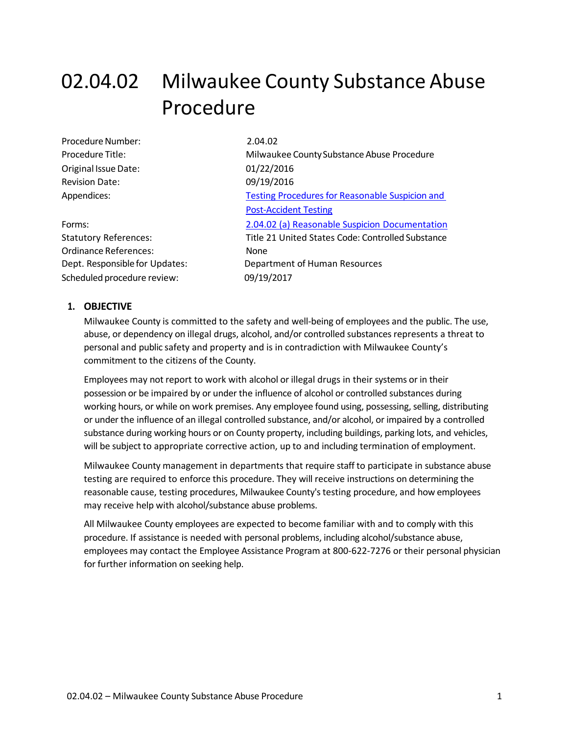# 02.04.02 Milwaukee County Substance Abuse Procedure

| | |
|---|---|
| Procedure Number: | 2.04.02 |
| Procedure Title: | Milwaukee County Substance Abuse Procedure |
| Original Issue Date: | 01/22/2016 |
| Revision Date: | 09/19/2016 |
| Appendices: | Testing Procedures for Reasonable Suspicion and Post-Accident Testing |
| Forms: | 2.04.02 (a) Reasonable Suspicion Documentation |
| Statutory References: | Title 21 United States Code: Controlled Substance |
| Ordinance References: | None |
| Dept. Responsible for Updates: | Department of Human Resources |
| Scheduled procedure review: | 09/19/2017 |

## 1. OBJECTIVE

Milwaukee County is committed to the safety and well-being of employees and the public. The use, abuse, or dependency on illegal drugs, alcohol, and/or controlled substances represents a threat to personal and public safety and property and is in contradiction with Milwaukee County's commitment to the citizens of the County.

Employees may not report to work with alcohol or illegal drugs in their systems or in their possession or be impaired by or under the influence of alcohol or controlled substances during working hours, or while on work premises. Any employee found using, possessing, selling, distributing or under the influence of an illegal controlled substance, and/or alcohol, or impaired by a controlled substance during working hours or on County property, including buildings, parking lots, and vehicles, will be subject to appropriate corrective action, up to and including termination of employment.

Milwaukee County management in departments that require staff to participate in substance abuse testing are required to enforce this procedure. They will receive instructions on determining the reasonable cause, testing procedures, Milwaukee County's testing procedure, and how employees may receive help with alcohol/substance abuse problems.

All Milwaukee County employees are expected to become familiar with and to comply with this procedure. If assistance is needed with personal problems, including alcohol/substance abuse, employees may contact the Employee Assistance Program at 800-622-7276 or their personal physician for further information on seeking help.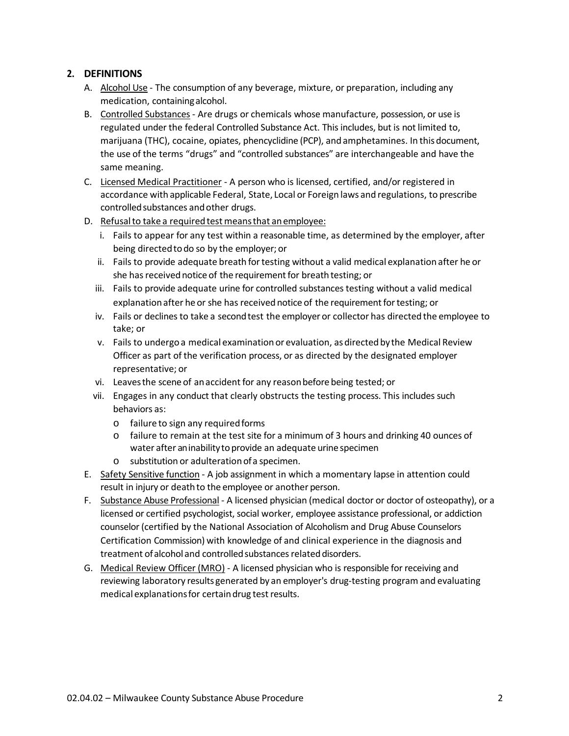## 2. DEFINITIONS

A. <u>Alcohol Use</u> - The consumption of any beverage, mixture, or preparation, including any medication, containing alcohol.

B. <u>Controlled Substances</u> - Are drugs or chemicals whose manufacture, possession, or use is regulated under the federal Controlled Substance Act. This includes, but is not limited to, marijuana (THC), cocaine, opiates, phencyclidine (PCP), and amphetamines. In this document, the use of the terms "drugs" and "controlled substances" are interchangeable and have the same meaning.

C. <u>Licensed Medical Practitioner</u> - A person who is licensed, certified, and/or registered in accordance with applicable Federal, State, Local or Foreign laws and regulations, to prescribe controlled substances and other drugs.

D. <u>Refusal to take a required test means that an employee:</u>
   i. Fails to appear for any test within a reasonable time, as determined by the employer, after being directed to do so by the employer; or
   ii. Fails to provide adequate breath for testing without a valid medical explanation after he or she has received notice of the requirement for breath testing; or
   iii. Fails to provide adequate urine for controlled substances testing without a valid medical explanation after he or she has received notice of the requirement for testing; or
   iv. Fails or declines to take a second test the employer or collector has directed the employee to take; or
   v. Fails to undergo a medical examination or evaluation, as directed by the Medical Review Officer as part of the verification process, or as directed by the designated employer representative; or
   vi. Leaves the scene of an accident for any reason before being tested; or
   vii. Engages in any conduct that clearly obstructs the testing process. This includes such behaviors as:
      - failure to sign any required forms
      - failure to remain at the test site for a minimum of 3 hours and drinking 40 ounces of water after an inability to provide an adequate urine specimen
      - substitution or adulteration of a specimen.

E. <u>Safety Sensitive function</u> - A job assignment in which a momentary lapse in attention could result in injury or death to the employee or another person.

F. <u>Substance Abuse Professional</u> - A licensed physician (medical doctor or doctor of osteopathy), or a licensed or certified psychologist, social worker, employee assistance professional, or addiction counselor (certified by the National Association of Alcoholism and Drug Abuse Counselors Certification Commission) with knowledge of and clinical experience in the diagnosis and treatment of alcohol and controlled substances related disorders.

G. <u>Medical Review Officer (MRO)</u> - A licensed physician who is responsible for receiving and reviewing laboratory results generated by an employer's drug-testing program and evaluating medical explanations for certain drug test results.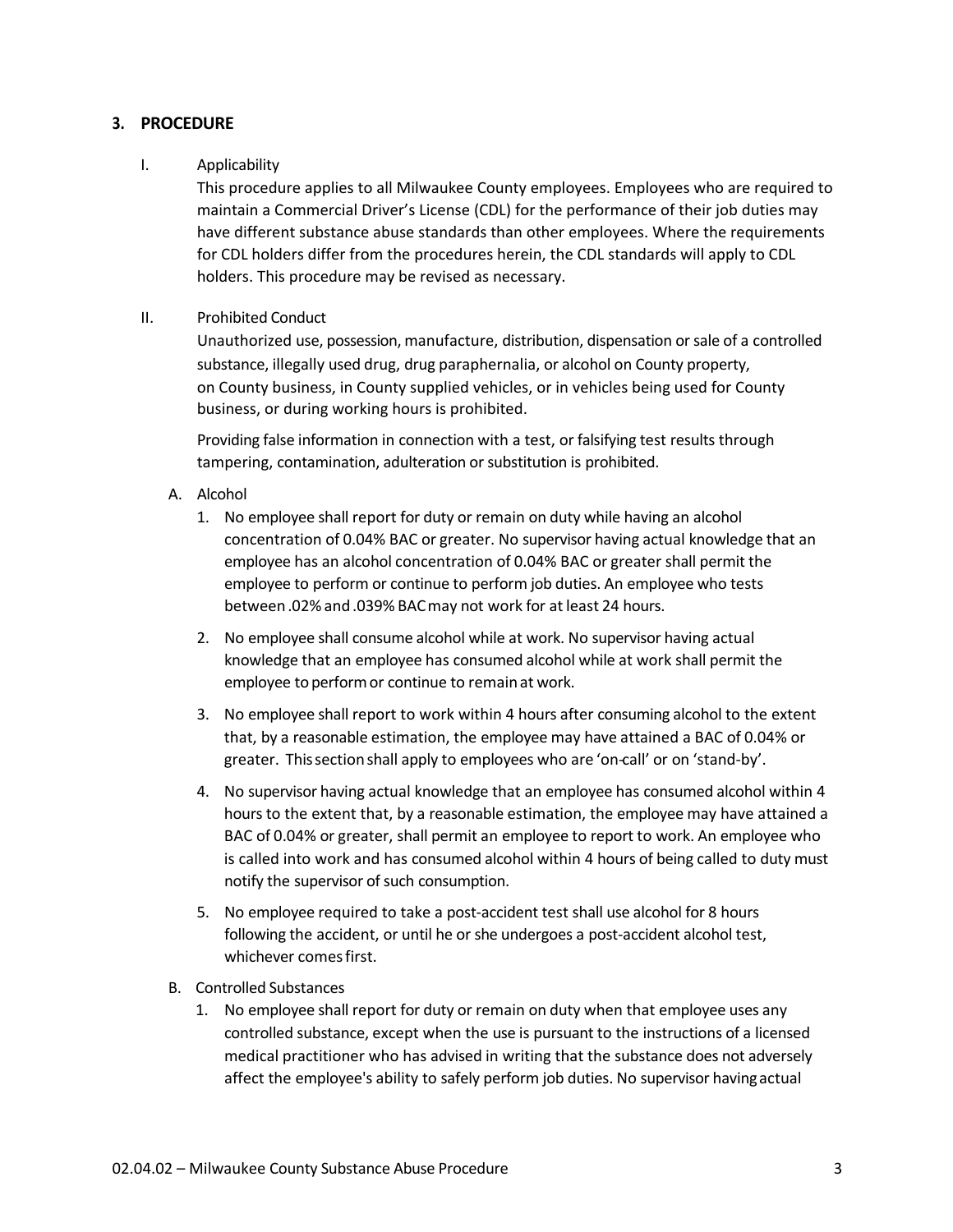## 3. PROCEDURE

I. Applicability

This procedure applies to all Milwaukee County employees. Employees who are required to maintain a Commercial Driver's License (CDL) for the performance of their job duties may have different substance abuse standards than other employees. Where the requirements for CDL holders differ from the procedures herein, the CDL standards will apply to CDL holders. This procedure may be revised as necessary.

II. Prohibited Conduct

Unauthorized use, possession, manufacture, distribution, dispensation or sale of a controlled substance, illegally used drug, drug paraphernalia, or alcohol on County property, on County business, in County supplied vehicles, or in vehicles being used for County business, or during working hours is prohibited.

Providing false information in connection with a test, or falsifying test results through tampering, contamination, adulteration or substitution is prohibited.

A. Alcohol

1. No employee shall report for duty or remain on duty while having an alcohol concentration of 0.04% BAC or greater. No supervisor having actual knowledge that an employee has an alcohol concentration of 0.04% BAC or greater shall permit the employee to perform or continue to perform job duties. An employee who tests between .02% and .039% BAC may not work for at least 24 hours.
2. No employee shall consume alcohol while at work. No supervisor having actual knowledge that an employee has consumed alcohol while at work shall permit the employee to perform or continue to remain at work.
3. No employee shall report to work within 4 hours after consuming alcohol to the extent that, by a reasonable estimation, the employee may have attained a BAC of 0.04% or greater. This section shall apply to employees who are 'on-call' or on 'stand-by'.
4. No supervisor having actual knowledge that an employee has consumed alcohol within 4 hours to the extent that, by a reasonable estimation, the employee may have attained a BAC of 0.04% or greater, shall permit an employee to report to work. An employee who is called into work and has consumed alcohol within 4 hours of being called to duty must notify the supervisor of such consumption.
5. No employee required to take a post-accident test shall use alcohol for 8 hours following the accident, or until he or she undergoes a post-accident alcohol test, whichever comes first.

B. Controlled Substances

1. No employee shall report for duty or remain on duty when that employee uses any controlled substance, except when the use is pursuant to the instructions of a licensed medical practitioner who has advised in writing that the substance does not adversely affect the employee's ability to safely perform job duties. No supervisor having actual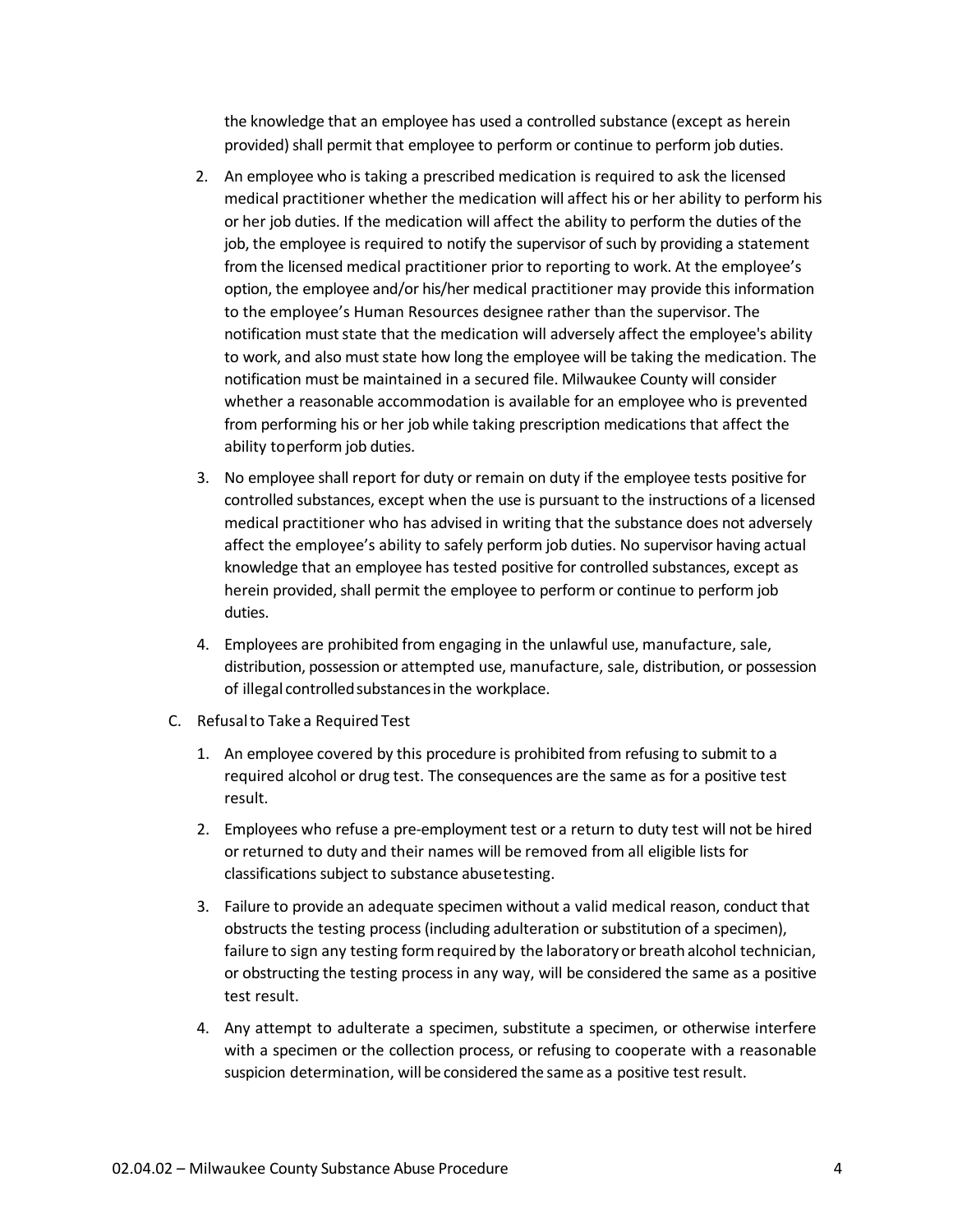the knowledge that an employee has used a controlled substance (except as herein provided) shall permit that employee to perform or continue to perform job duties.

2. An employee who is taking a prescribed medication is required to ask the licensed medical practitioner whether the medication will affect his or her ability to perform his or her job duties. If the medication will affect the ability to perform the duties of the job, the employee is required to notify the supervisor of such by providing a statement from the licensed medical practitioner prior to reporting to work. At the employee's option, the employee and/or his/her medical practitioner may provide this information to the employee's Human Resources designee rather than the supervisor. The notification must state that the medication will adversely affect the employee's ability to work, and also must state how long the employee will be taking the medication. The notification must be maintained in a secured file. Milwaukee County will consider whether a reasonable accommodation is available for an employee who is prevented from performing his or her job while taking prescription medications that affect the ability to perform job duties.

3. No employee shall report for duty or remain on duty if the employee tests positive for controlled substances, except when the use is pursuant to the instructions of a licensed medical practitioner who has advised in writing that the substance does not adversely affect the employee's ability to safely perform job duties. No supervisor having actual knowledge that an employee has tested positive for controlled substances, except as herein provided, shall permit the employee to perform or continue to perform job duties.

4. Employees are prohibited from engaging in the unlawful use, manufacture, sale, distribution, possession or attempted use, manufacture, sale, distribution, or possession of illegal controlled substances in the workplace.

C. Refusal to Take a Required Test

1. An employee covered by this procedure is prohibited from refusing to submit to a required alcohol or drug test. The consequences are the same as for a positive test result.

2. Employees who refuse a pre-employment test or a return to duty test will not be hired or returned to duty and their names will be removed from all eligible lists for classifications subject to substance abuse testing.

3. Failure to provide an adequate specimen without a valid medical reason, conduct that obstructs the testing process (including adulteration or substitution of a specimen), failure to sign any testing form required by the laboratory or breath alcohol technician, or obstructing the testing process in any way, will be considered the same as a positive test result.

4. Any attempt to adulterate a specimen, substitute a specimen, or otherwise interfere with a specimen or the collection process, or refusing to cooperate with a reasonable suspicion determination, will be considered the same as a positive test result.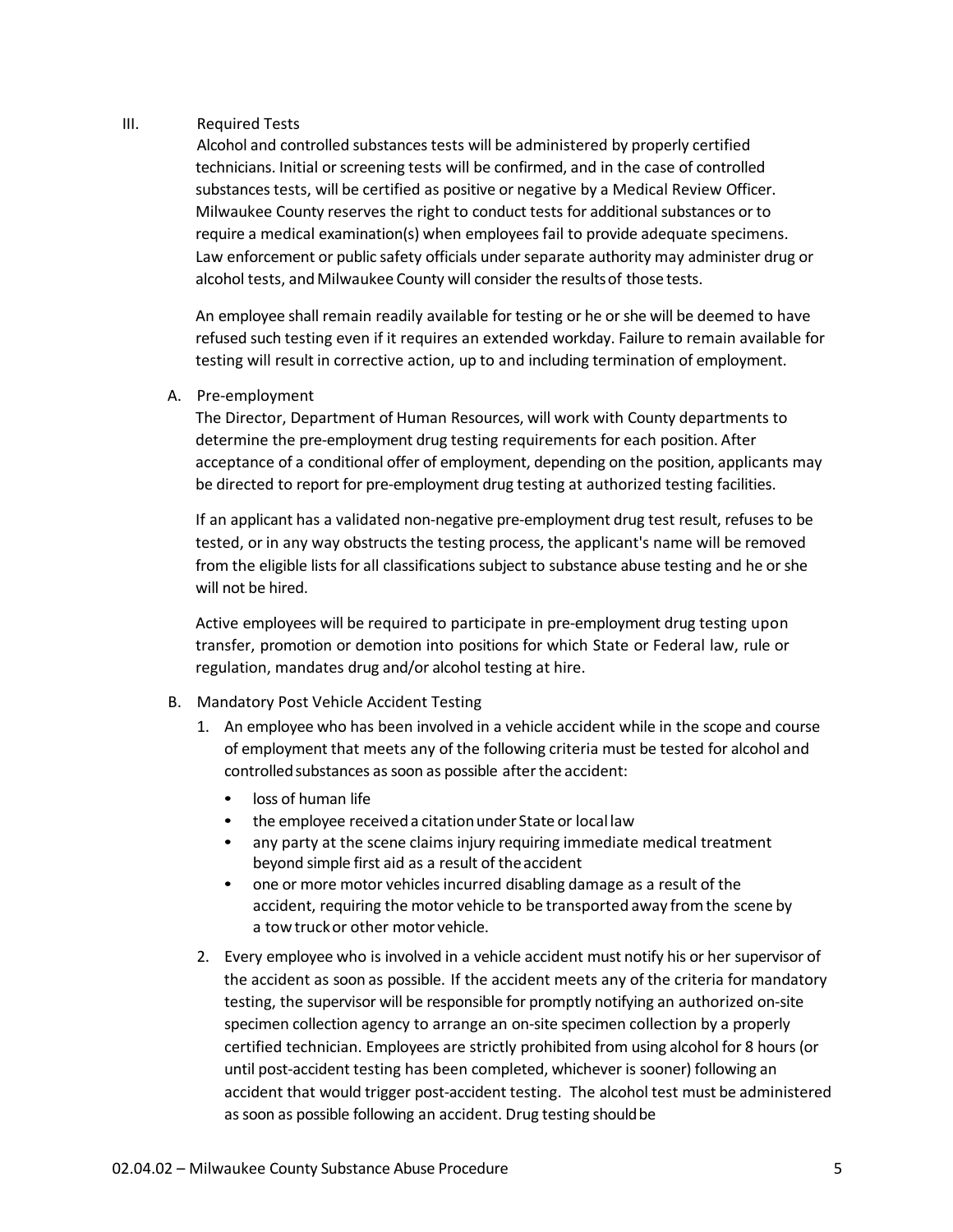## III. Required Tests

Alcohol and controlled substances tests will be administered by properly certified technicians. Initial or screening tests will be confirmed, and in the case of controlled substances tests, will be certified as positive or negative by a Medical Review Officer. Milwaukee County reserves the right to conduct tests for additional substances or to require a medical examination(s) when employees fail to provide adequate specimens. Law enforcement or public safety officials under separate authority may administer drug or alcohol tests, and Milwaukee County will consider the results of those tests.

An employee shall remain readily available for testing or he or she will be deemed to have refused such testing even if it requires an extended workday. Failure to remain available for testing will result in corrective action, up to and including termination of employment.

### A. Pre-employment

The Director, Department of Human Resources, will work with County departments to determine the pre-employment drug testing requirements for each position. After acceptance of a conditional offer of employment, depending on the position, applicants may be directed to report for pre-employment drug testing at authorized testing facilities.

If an applicant has a validated non-negative pre-employment drug test result, refuses to be tested, or in any way obstructs the testing process, the applicant's name will be removed from the eligible lists for all classifications subject to substance abuse testing and he or she will not be hired.

Active employees will be required to participate in pre-employment drug testing upon transfer, promotion or demotion into positions for which State or Federal law, rule or regulation, mandates drug and/or alcohol testing at hire.

### B. Mandatory Post Vehicle Accident Testing

1. An employee who has been involved in a vehicle accident while in the scope and course of employment that meets any of the following criteria must be tested for alcohol and controlled substances as soon as possible after the accident:
   - loss of human life
   - the employee received a citation under State or local law
   - any party at the scene claims injury requiring immediate medical treatment beyond simple first aid as a result of the accident
   - one or more motor vehicles incurred disabling damage as a result of the accident, requiring the motor vehicle to be transported away from the scene by a tow truck or other motor vehicle.
2. Every employee who is involved in a vehicle accident must notify his or her supervisor of the accident as soon as possible. If the accident meets any of the criteria for mandatory testing, the supervisor will be responsible for promptly notifying an authorized on-site specimen collection agency to arrange an on-site specimen collection by a properly certified technician. Employees are strictly prohibited from using alcohol for 8 hours (or until post-accident testing has been completed, whichever is sooner) following an accident that would trigger post-accident testing. The alcohol test must be administered as soon as possible following an accident. Drug testing should be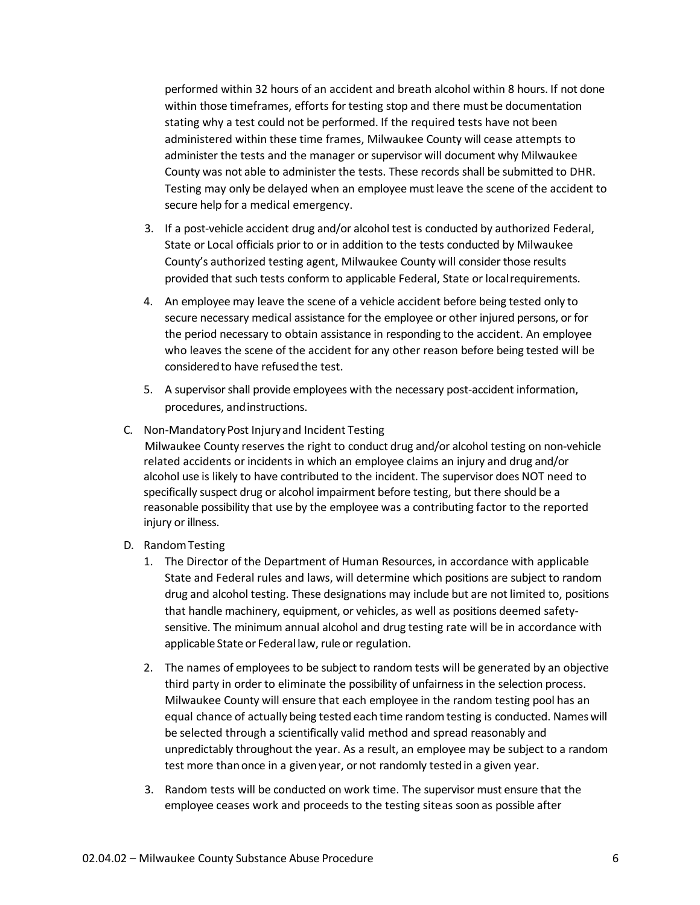performed within 32 hours of an accident and breath alcohol within 8 hours. If not done within those timeframes, efforts for testing stop and there must be documentation stating why a test could not be performed. If the required tests have not been administered within these time frames, Milwaukee County will cease attempts to administer the tests and the manager or supervisor will document why Milwaukee County was not able to administer the tests. These records shall be submitted to DHR. Testing may only be delayed when an employee must leave the scene of the accident to secure help for a medical emergency.

3. If a post-vehicle accident drug and/or alcohol test is conducted by authorized Federal, State or Local officials prior to or in addition to the tests conducted by Milwaukee County's authorized testing agent, Milwaukee County will consider those results provided that such tests conform to applicable Federal, State or local requirements.

4. An employee may leave the scene of a vehicle accident before being tested only to secure necessary medical assistance for the employee or other injured persons, or for the period necessary to obtain assistance in responding to the accident. An employee who leaves the scene of the accident for any other reason before being tested will be considered to have refused the test.

5. A supervisor shall provide employees with the necessary post-accident information, procedures, and instructions.

C. Non-Mandatory Post Injury and Incident Testing

Milwaukee County reserves the right to conduct drug and/or alcohol testing on non-vehicle related accidents or incidents in which an employee claims an injury and drug and/or alcohol use is likely to have contributed to the incident. The supervisor does NOT need to specifically suspect drug or alcohol impairment before testing, but there should be a reasonable possibility that use by the employee was a contributing factor to the reported injury or illness.

D. Random Testing

1. The Director of the Department of Human Resources, in accordance with applicable State and Federal rules and laws, will determine which positions are subject to random drug and alcohol testing. These designations may include but are not limited to, positions that handle machinery, equipment, or vehicles, as well as positions deemed safety-sensitive. The minimum annual alcohol and drug testing rate will be in accordance with applicable State or Federal law, rule or regulation.

2. The names of employees to be subject to random tests will be generated by an objective third party in order to eliminate the possibility of unfairness in the selection process. Milwaukee County will ensure that each employee in the random testing pool has an equal chance of actually being tested each time random testing is conducted. Names will be selected through a scientifically valid method and spread reasonably and unpredictably throughout the year. As a result, an employee may be subject to a random test more than once in a given year, or not randomly tested in a given year.

3. Random tests will be conducted on work time. The supervisor must ensure that the employee ceases work and proceeds to the testing site as soon as possible after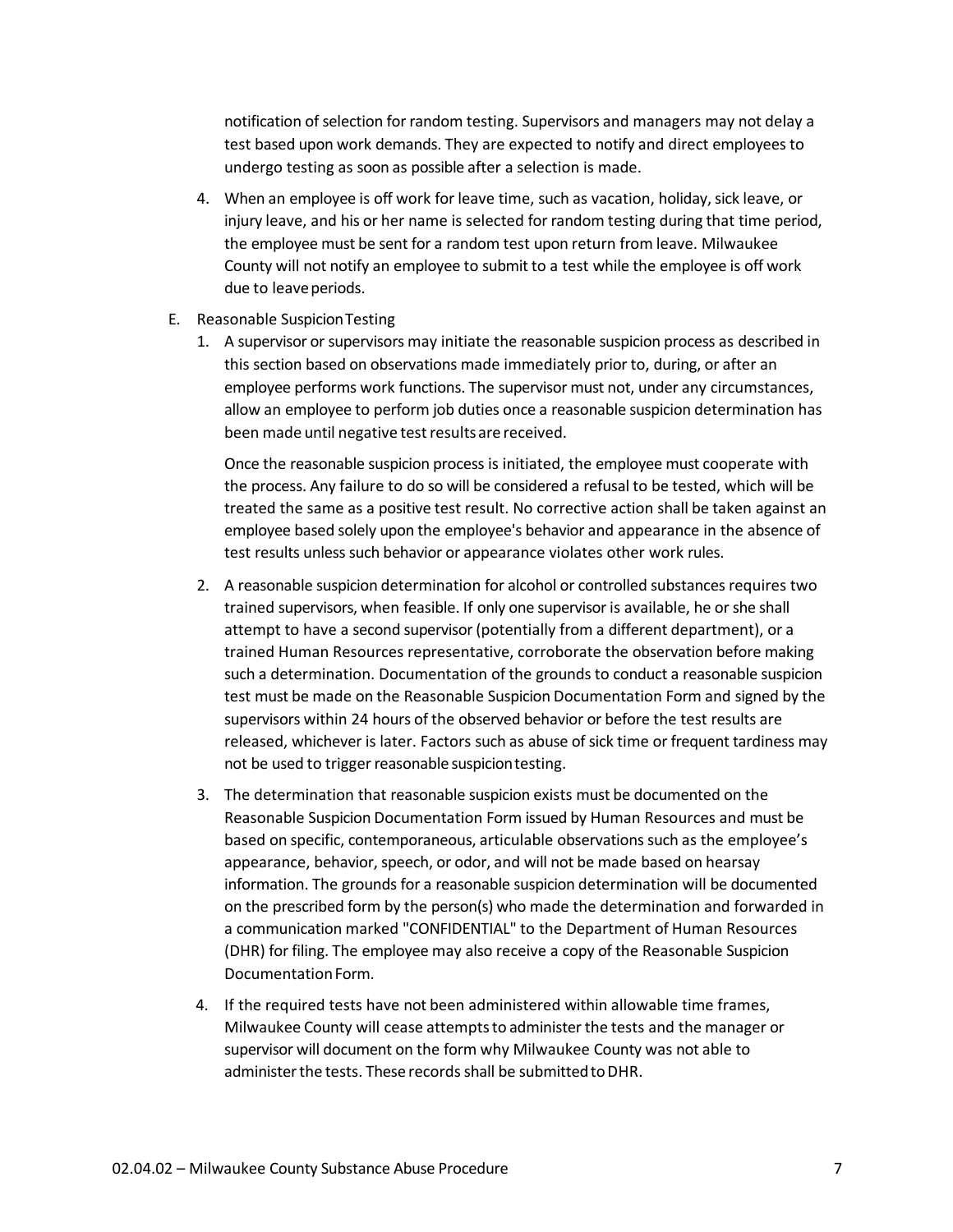notification of selection for random testing. Supervisors and managers may not delay a test based upon work demands. They are expected to notify and direct employees to undergo testing as soon as possible after a selection is made.

4. When an employee is off work for leave time, such as vacation, holiday, sick leave, or injury leave, and his or her name is selected for random testing during that time period, the employee must be sent for a random test upon return from leave. Milwaukee County will not notify an employee to submit to a test while the employee is off work due to leave periods.

E. Reasonable Suspicion Testing

1. A supervisor or supervisors may initiate the reasonable suspicion process as described in this section based on observations made immediately prior to, during, or after an employee performs work functions. The supervisor must not, under any circumstances, allow an employee to perform job duties once a reasonable suspicion determination has been made until negative test results are received.

   Once the reasonable suspicion process is initiated, the employee must cooperate with the process. Any failure to do so will be considered a refusal to be tested, which will be treated the same as a positive test result. No corrective action shall be taken against an employee based solely upon the employee's behavior and appearance in the absence of test results unless such behavior or appearance violates other work rules.

2. A reasonable suspicion determination for alcohol or controlled substances requires two trained supervisors, when feasible. If only one supervisor is available, he or she shall attempt to have a second supervisor (potentially from a different department), or a trained Human Resources representative, corroborate the observation before making such a determination. Documentation of the grounds to conduct a reasonable suspicion test must be made on the Reasonable Suspicion Documentation Form and signed by the supervisors within 24 hours of the observed behavior or before the test results are released, whichever is later. Factors such as abuse of sick time or frequent tardiness may not be used to trigger reasonable suspicion testing.

3. The determination that reasonable suspicion exists must be documented on the Reasonable Suspicion Documentation Form issued by Human Resources and must be based on specific, contemporaneous, articulable observations such as the employee's appearance, behavior, speech, or odor, and will not be made based on hearsay information. The grounds for a reasonable suspicion determination will be documented on the prescribed form by the person(s) who made the determination and forwarded in a communication marked "CONFIDENTIAL" to the Department of Human Resources (DHR) for filing. The employee may also receive a copy of the Reasonable Suspicion Documentation Form.

4. If the required tests have not been administered within allowable time frames, Milwaukee County will cease attempts to administer the tests and the manager or supervisor will document on the form why Milwaukee County was not able to administer the tests. These records shall be submitted to DHR.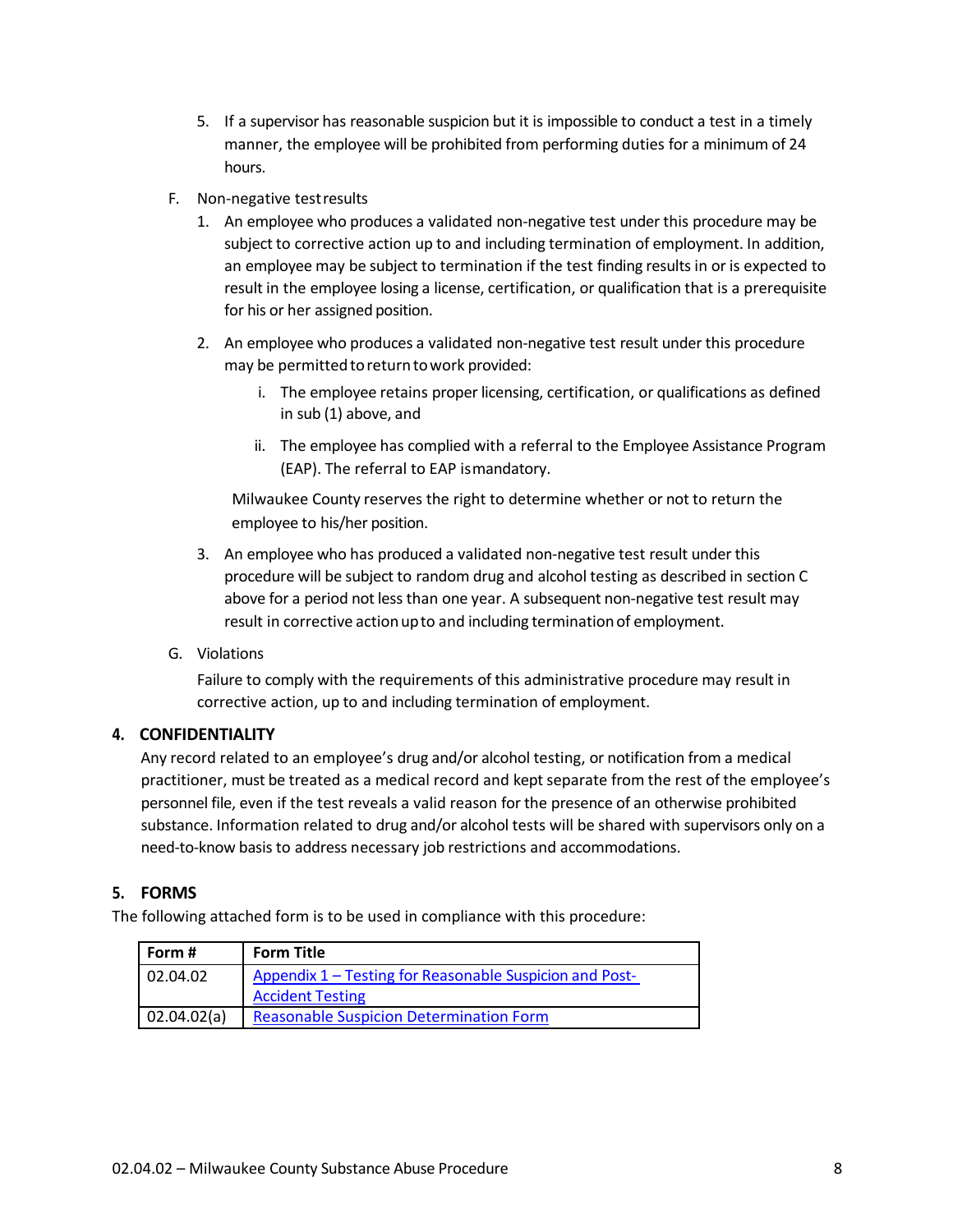5. If a supervisor has reasonable suspicion but it is impossible to conduct a test in a timely manner, the employee will be prohibited from performing duties for a minimum of 24 hours.

F. Non-negative test results

1. An employee who produces a validated non-negative test under this procedure may be subject to corrective action up to and including termination of employment. In addition, an employee may be subject to termination if the test finding results in or is expected to result in the employee losing a license, certification, or qualification that is a prerequisite for his or her assigned position.

2. An employee who produces a validated non-negative test result under this procedure may be permitted to return to work provided:

   i. The employee retains proper licensing, certification, or qualifications as defined in sub (1) above, and

   ii. The employee has complied with a referral to the Employee Assistance Program (EAP). The referral to EAP is mandatory.

   Milwaukee County reserves the right to determine whether or not to return the employee to his/her position.

3. An employee who has produced a validated non-negative test result under this procedure will be subject to random drug and alcohol testing as described in section C above for a period not less than one year. A subsequent non-negative test result may result in corrective action up to and including termination of employment.

G. Violations

Failure to comply with the requirements of this administrative procedure may result in corrective action, up to and including termination of employment.

## 4. CONFIDENTIALITY

Any record related to an employee's drug and/or alcohol testing, or notification from a medical practitioner, must be treated as a medical record and kept separate from the rest of the employee's personnel file, even if the test reveals a valid reason for the presence of an otherwise prohibited substance. Information related to drug and/or alcohol tests will be shared with supervisors only on a need-to-know basis to address necessary job restrictions and accommodations.

## 5. FORMS

The following attached form is to be used in compliance with this procedure:

| Form # | Form Title |
|---|---|
| 02.04.02 | Appendix 1 – Testing for Reasonable Suspicion and Post-Accident Testing |
| 02.04.02(a) | Reasonable Suspicion Determination Form |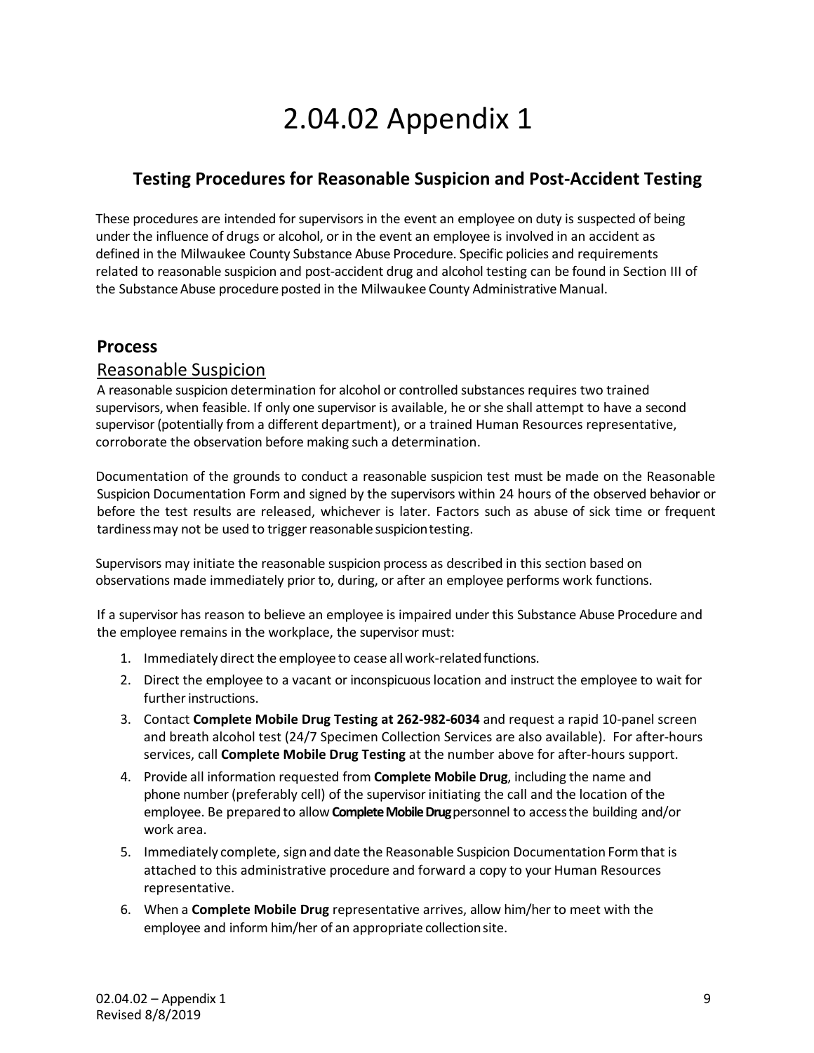# 2.04.02 Appendix 1

## Testing Procedures for Reasonable Suspicion and Post-Accident Testing

These procedures are intended for supervisors in the event an employee on duty is suspected of being under the influence of drugs or alcohol, or in the event an employee is involved in an accident as defined in the Milwaukee County Substance Abuse Procedure. Specific policies and requirements related to reasonable suspicion and post-accident drug and alcohol testing can be found in Section III of the Substance Abuse procedure posted in the Milwaukee County Administrative Manual.

## Process

### Reasonable Suspicion

A reasonable suspicion determination for alcohol or controlled substances requires two trained supervisors, when feasible. If only one supervisor is available, he or she shall attempt to have a second supervisor (potentially from a different department), or a trained Human Resources representative, corroborate the observation before making such a determination.

Documentation of the grounds to conduct a reasonable suspicion test must be made on the Reasonable Suspicion Documentation Form and signed by the supervisors within 24 hours of the observed behavior or before the test results are released, whichever is later. Factors such as abuse of sick time or frequent tardiness may not be used to trigger reasonable suspicion testing.

Supervisors may initiate the reasonable suspicion process as described in this section based on observations made immediately prior to, during, or after an employee performs work functions.

If a supervisor has reason to believe an employee is impaired under this Substance Abuse Procedure and the employee remains in the workplace, the supervisor must:

1. Immediately direct the employee to cease all work-related functions.
2. Direct the employee to a vacant or inconspicuous location and instruct the employee to wait for further instructions.
3. Contact **Complete Mobile Drug Testing at 262-982-6034** and request a rapid 10-panel screen and breath alcohol test (24/7 Specimen Collection Services are also available). For after-hours services, call **Complete Mobile Drug Testing** at the number above for after-hours support.
4. Provide all information requested from **Complete Mobile Drug**, including the name and phone number (preferably cell) of the supervisor initiating the call and the location of the employee. Be prepared to allow **Complete Mobile Drug** personnel to access the building and/or work area.
5. Immediately complete, sign and date the Reasonable Suspicion Documentation Form that is attached to this administrative procedure and forward a copy to your Human Resources representative.
6. When a **Complete Mobile Drug** representative arrives, allow him/her to meet with the employee and inform him/her of an appropriate collection site.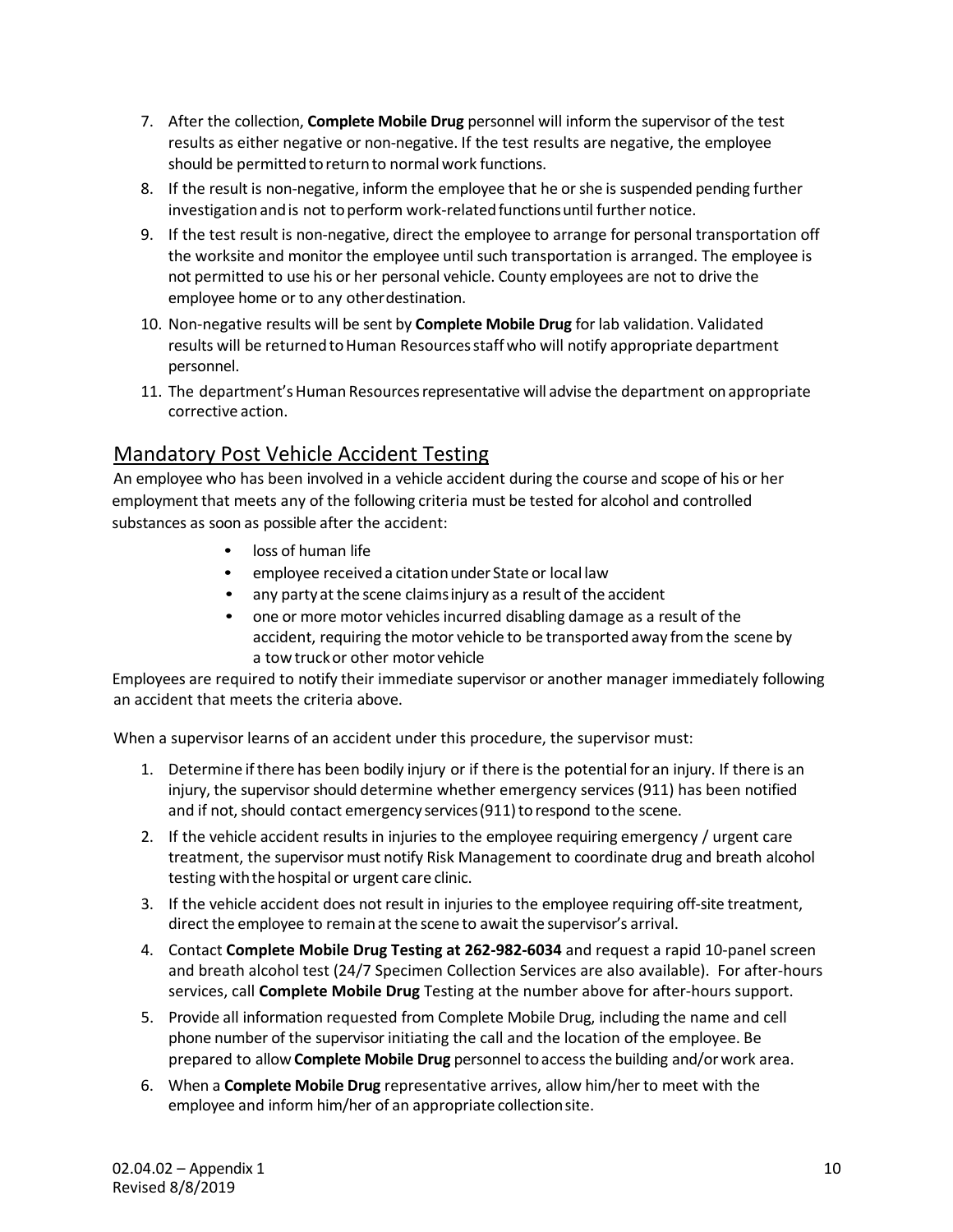7. After the collection, **Complete Mobile Drug** personnel will inform the supervisor of the test results as either negative or non-negative. If the test results are negative, the employee should be permitted to return to normal work functions.
8. If the result is non-negative, inform the employee that he or she is suspended pending further investigation and is not to perform work-related functions until further notice.
9. If the test result is non-negative, direct the employee to arrange for personal transportation off the worksite and monitor the employee until such transportation is arranged. The employee is not permitted to use his or her personal vehicle. County employees are not to drive the employee home or to any other destination.
10. Non-negative results will be sent by **Complete Mobile Drug** for lab validation. Validated results will be returned to Human Resources staff who will notify appropriate department personnel.
11. The department's Human Resources representative will advise the department on appropriate corrective action.

## Mandatory Post Vehicle Accident Testing

An employee who has been involved in a vehicle accident during the course and scope of his or her employment that meets any of the following criteria must be tested for alcohol and controlled substances as soon as possible after the accident:

- loss of human life
- employee received a citation under State or local law
- any party at the scene claims injury as a result of the accident
- one or more motor vehicles incurred disabling damage as a result of the accident, requiring the motor vehicle to be transported away from the scene by a tow truck or other motor vehicle

Employees are required to notify their immediate supervisor or another manager immediately following an accident that meets the criteria above.

When a supervisor learns of an accident under this procedure, the supervisor must:

1. Determine if there has been bodily injury or if there is the potential for an injury. If there is an injury, the supervisor should determine whether emergency services (911) has been notified and if not, should contact emergency services (911) to respond to the scene.
2. If the vehicle accident results in injuries to the employee requiring emergency / urgent care treatment, the supervisor must notify Risk Management to coordinate drug and breath alcohol testing with the hospital or urgent care clinic.
3. If the vehicle accident does not result in injuries to the employee requiring off-site treatment, direct the employee to remain at the scene to await the supervisor's arrival.
4. Contact **Complete Mobile Drug Testing at 262-982-6034** and request a rapid 10-panel screen and breath alcohol test (24/7 Specimen Collection Services are also available). For after-hours services, call **Complete Mobile Drug** Testing at the number above for after-hours support.
5. Provide all information requested from Complete Mobile Drug, including the name and cell phone number of the supervisor initiating the call and the location of the employee. Be prepared to allow **Complete Mobile Drug** personnel to access the building and/or work area.
6. When a **Complete Mobile Drug** representative arrives, allow him/her to meet with the employee and inform him/her of an appropriate collection site.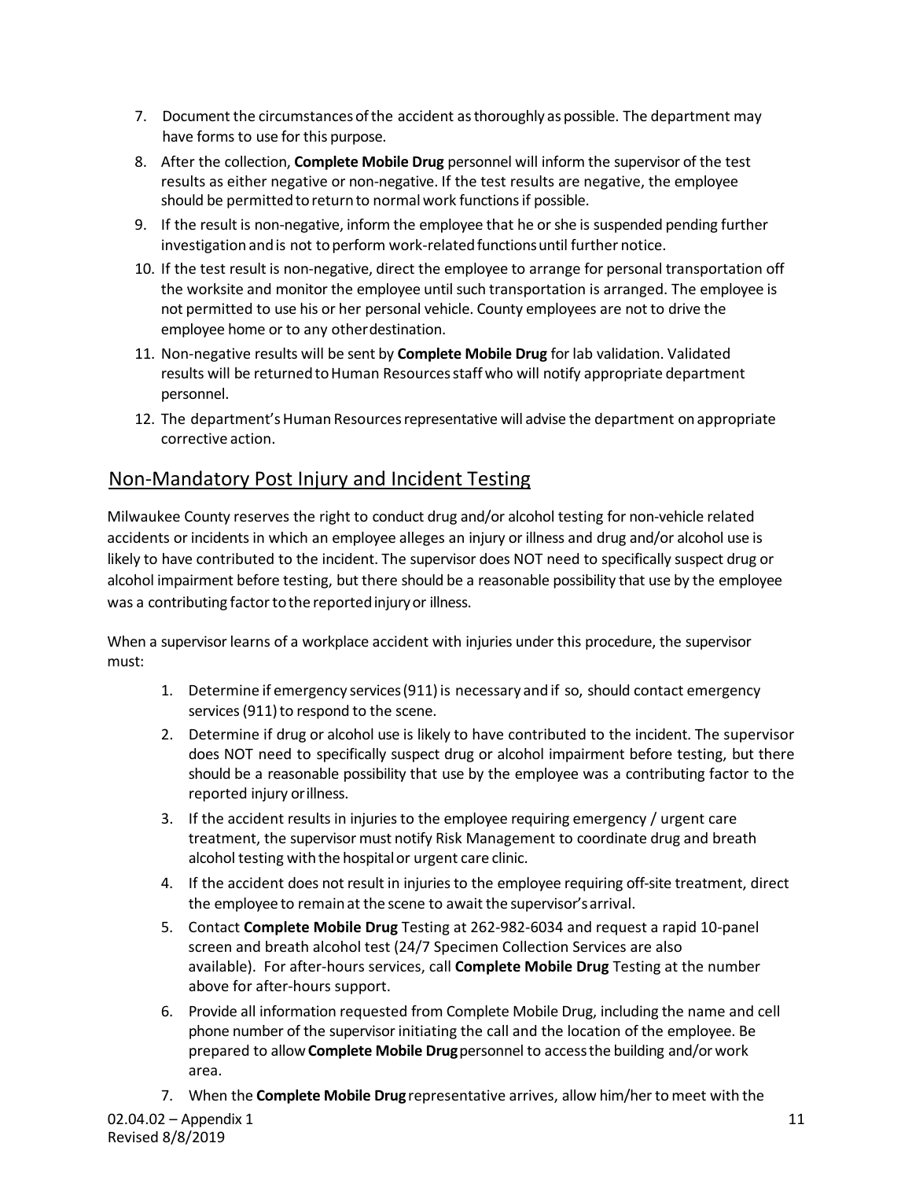7. Document the circumstances of the accident as thoroughly as possible. The department may have forms to use for this purpose.
8. After the collection, **Complete Mobile Drug** personnel will inform the supervisor of the test results as either negative or non-negative. If the test results are negative, the employee should be permitted to return to normal work functions if possible.
9. If the result is non-negative, inform the employee that he or she is suspended pending further investigation and is not to perform work-related functions until further notice.
10. If the test result is non-negative, direct the employee to arrange for personal transportation off the worksite and monitor the employee until such transportation is arranged. The employee is not permitted to use his or her personal vehicle. County employees are not to drive the employee home or to any other destination.
11. Non-negative results will be sent by **Complete Mobile Drug** for lab validation. Validated results will be returned to Human Resources staff who will notify appropriate department personnel.
12. The department's Human Resources representative will advise the department on appropriate corrective action.

## Non-Mandatory Post Injury and Incident Testing

Milwaukee County reserves the right to conduct drug and/or alcohol testing for non-vehicle related accidents or incidents in which an employee alleges an injury or illness and drug and/or alcohol use is likely to have contributed to the incident. The supervisor does NOT need to specifically suspect drug or alcohol impairment before testing, but there should be a reasonable possibility that use by the employee was a contributing factor to the reported injury or illness.

When a supervisor learns of a workplace accident with injuries under this procedure, the supervisor must:

1. Determine if emergency services (911) is necessary and if so, should contact emergency services (911) to respond to the scene.
2. Determine if drug or alcohol use is likely to have contributed to the incident. The supervisor does NOT need to specifically suspect drug or alcohol impairment before testing, but there should be a reasonable possibility that use by the employee was a contributing factor to the reported injury or illness.
3. If the accident results in injuries to the employee requiring emergency / urgent care treatment, the supervisor must notify Risk Management to coordinate drug and breath alcohol testing with the hospital or urgent care clinic.
4. If the accident does not result in injuries to the employee requiring off-site treatment, direct the employee to remain at the scene to await the supervisor's arrival.
5. Contact **Complete Mobile Drug** Testing at 262-982-6034 and request a rapid 10-panel screen and breath alcohol test (24/7 Specimen Collection Services are also available). For after-hours services, call **Complete Mobile Drug** Testing at the number above for after-hours support.
6. Provide all information requested from Complete Mobile Drug, including the name and cell phone number of the supervisor initiating the call and the location of the employee. Be prepared to allow **Complete Mobile Drug** personnel to access the building and/or work area.
7. When the **Complete Mobile Drug** representative arrives, allow him/her to meet with the

02.04.02 – Appendix 1
Revised 8/8/2019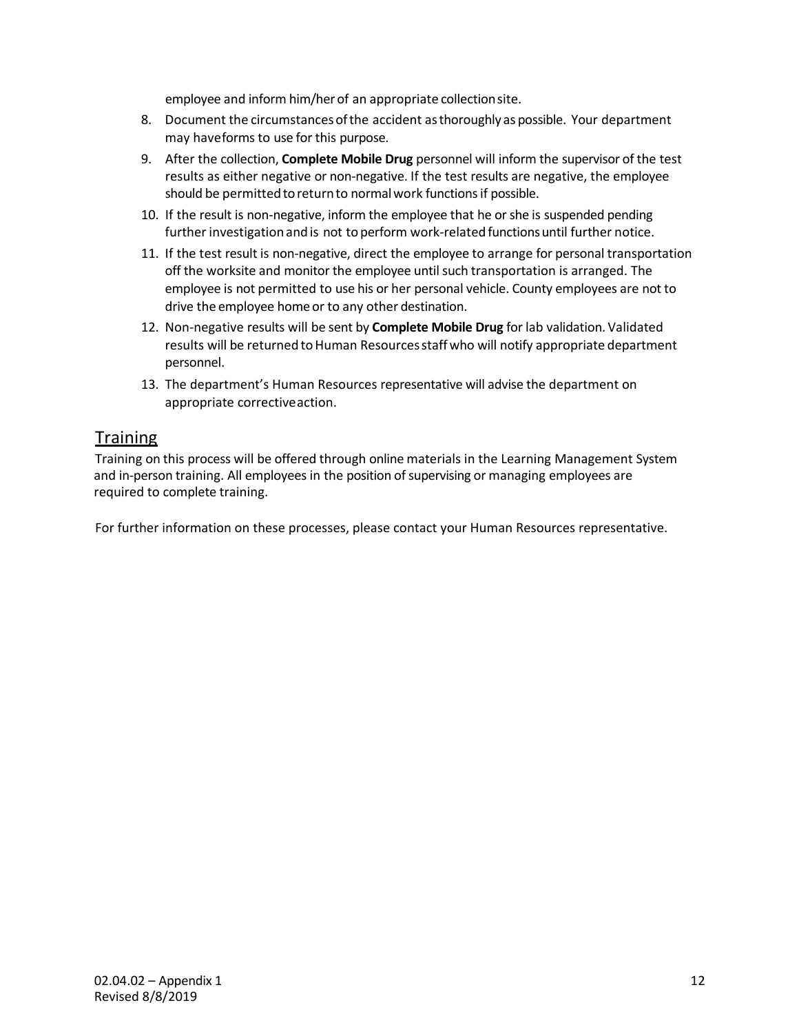employee and inform him/her of an appropriate collection site.

8. Document the circumstances of the accident as thoroughly as possible. Your department may have forms to use for this purpose.
9. After the collection, **Complete Mobile Drug** personnel will inform the supervisor of the test results as either negative or non-negative. If the test results are negative, the employee should be permitted to return to normal work functions if possible.
10. If the result is non-negative, inform the employee that he or she is suspended pending further investigation and is not to perform work-related functions until further notice.
11. If the test result is non-negative, direct the employee to arrange for personal transportation off the worksite and monitor the employee until such transportation is arranged. The employee is not permitted to use his or her personal vehicle. County employees are not to drive the employee home or to any other destination.
12. Non-negative results will be sent by **Complete Mobile Drug** for lab validation. Validated results will be returned to Human Resources staff who will notify appropriate department personnel.
13. The department's Human Resources representative will advise the department on appropriate corrective action.

## Training

Training on this process will be offered through online materials in the Learning Management System and in-person training. All employees in the position of supervising or managing employees are required to complete training.

For further information on these processes, please contact your Human Resources representative.

02.04.02 – Appendix 1
Revised 8/8/2019